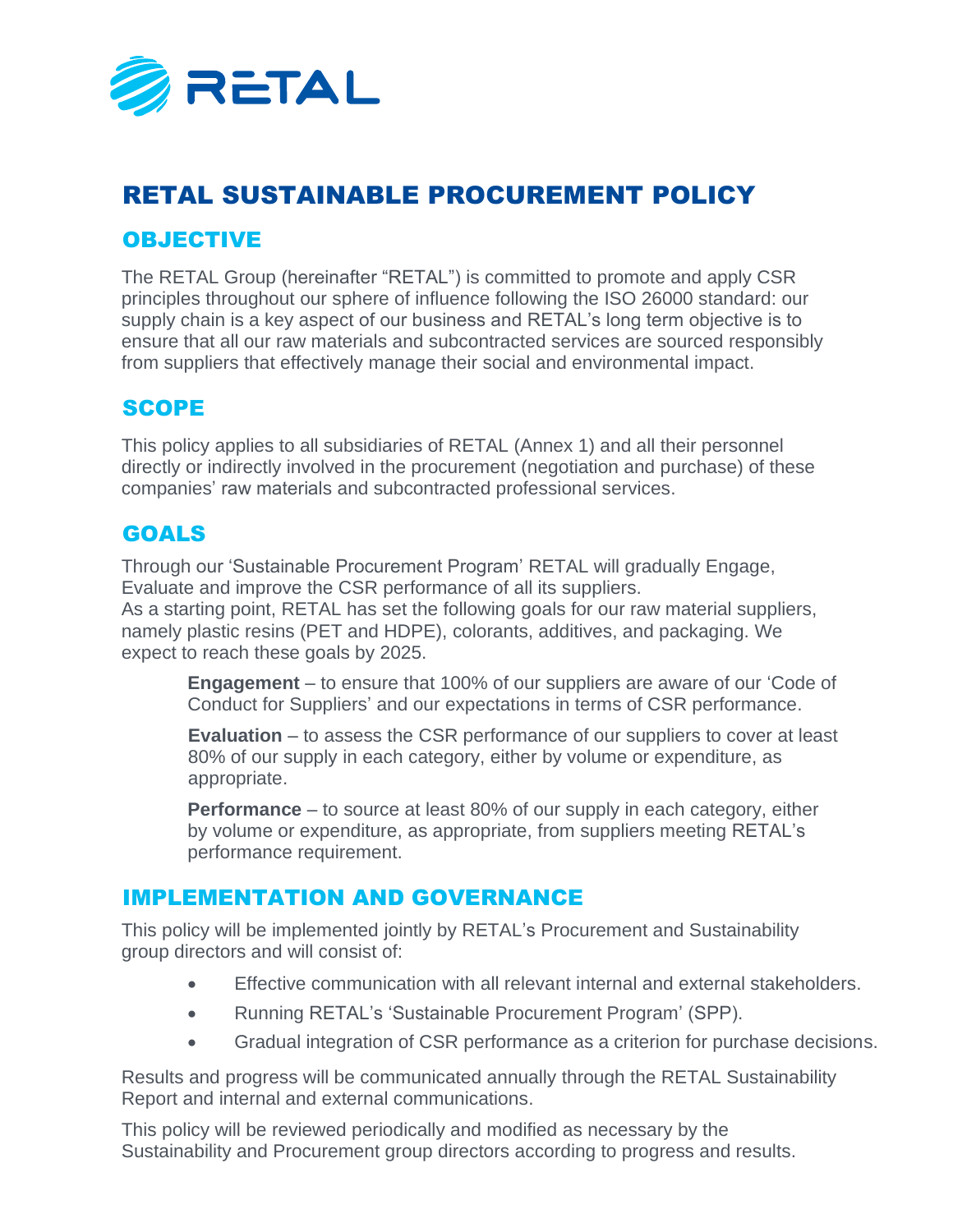# RETAL SUSTAINABLE PROCUREMENT POLICY

## OBJECTIVE

The RETAL Group (hereinafter "RETAL") is committed to promote and apply CSR principles throughout our sphere of influence following the ISO 26000 standard: our supply chain is a key aspect of our business and RETAL's long term objective is to ensure that all our raw materials and subcontracted services are sourced responsibly from suppliers that effectively manage their social and environmental impact.

## SCOPE

This policy applies to all subsidiaries of RETAL (Annex 1) and all their personnel directly or indirectly involved in the procurement (negotiation and purchase) of these companies' raw materials and subcontracted professional services.

## GOALS

Through our 'Sustainable Procurement Program' RETAL will gradually Engage, Evaluate and improve the CSR performance of all its suppliers.
As a starting point, RETAL has set the following goals for our raw material suppliers, namely plastic resins (PET and HDPE), colorants, additives, and packaging. We expect to reach these goals by 2025.

> **Engagement** – to ensure that 100% of our suppliers are aware of our 'Code of Conduct for Suppliers' and our expectations in terms of CSR performance.
>
> **Evaluation** – to assess the CSR performance of our suppliers to cover at least 80% of our supply in each category, either by volume or expenditure, as appropriate.
>
> **Performance** – to source at least 80% of our supply in each category, either by volume or expenditure, as appropriate, from suppliers meeting RETAL's performance requirement.

## IMPLEMENTATION AND GOVERNANCE

This policy will be implemented jointly by RETAL's Procurement and Sustainability group directors and will consist of:

- Effective communication with all relevant internal and external stakeholders.
- Running RETAL's 'Sustainable Procurement Program' (SPP).
- Gradual integration of CSR performance as a criterion for purchase decisions.

Results and progress will be communicated annually through the RETAL Sustainability Report and internal and external communications.

This policy will be reviewed periodically and modified as necessary by the Sustainability and Procurement group directors according to progress and results.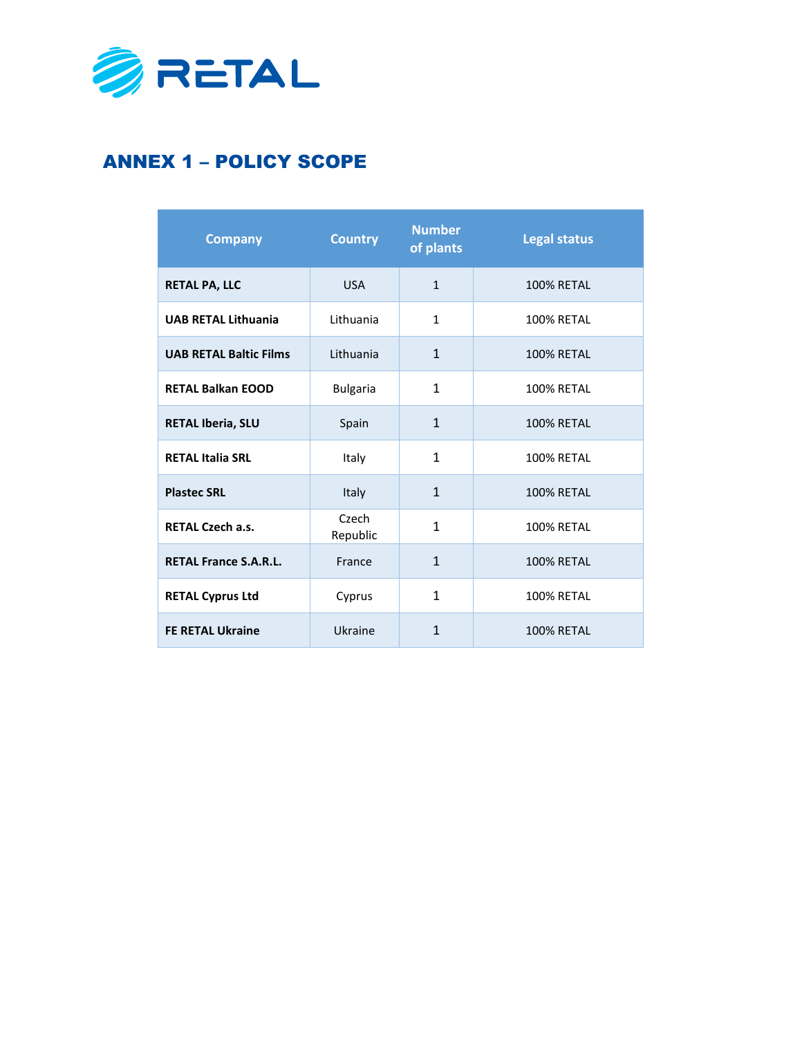## ANNEX 1 – POLICY SCOPE

| Company | Country | Number of plants | Legal status |
|---|---|---|---|
| **RETAL PA, LLC** | USA | 1 | 100% RETAL |
| **UAB RETAL Lithuania** | Lithuania | 1 | 100% RETAL |
| **UAB RETAL Baltic Films** | Lithuania | 1 | 100% RETAL |
| **RETAL Balkan EOOD** | Bulgaria | 1 | 100% RETAL |
| **RETAL Iberia, SLU** | Spain | 1 | 100% RETAL |
| **RETAL Italia SRL** | Italy | 1 | 100% RETAL |
| **Plastec SRL** | Italy | 1 | 100% RETAL |
| **RETAL Czech a.s.** | Czech Republic | 1 | 100% RETAL |
| **RETAL France S.A.R.L.** | France | 1 | 100% RETAL |
| **RETAL Cyprus Ltd** | Cyprus | 1 | 100% RETAL |
| **FE RETAL Ukraine** | Ukraine | 1 | 100% RETAL |